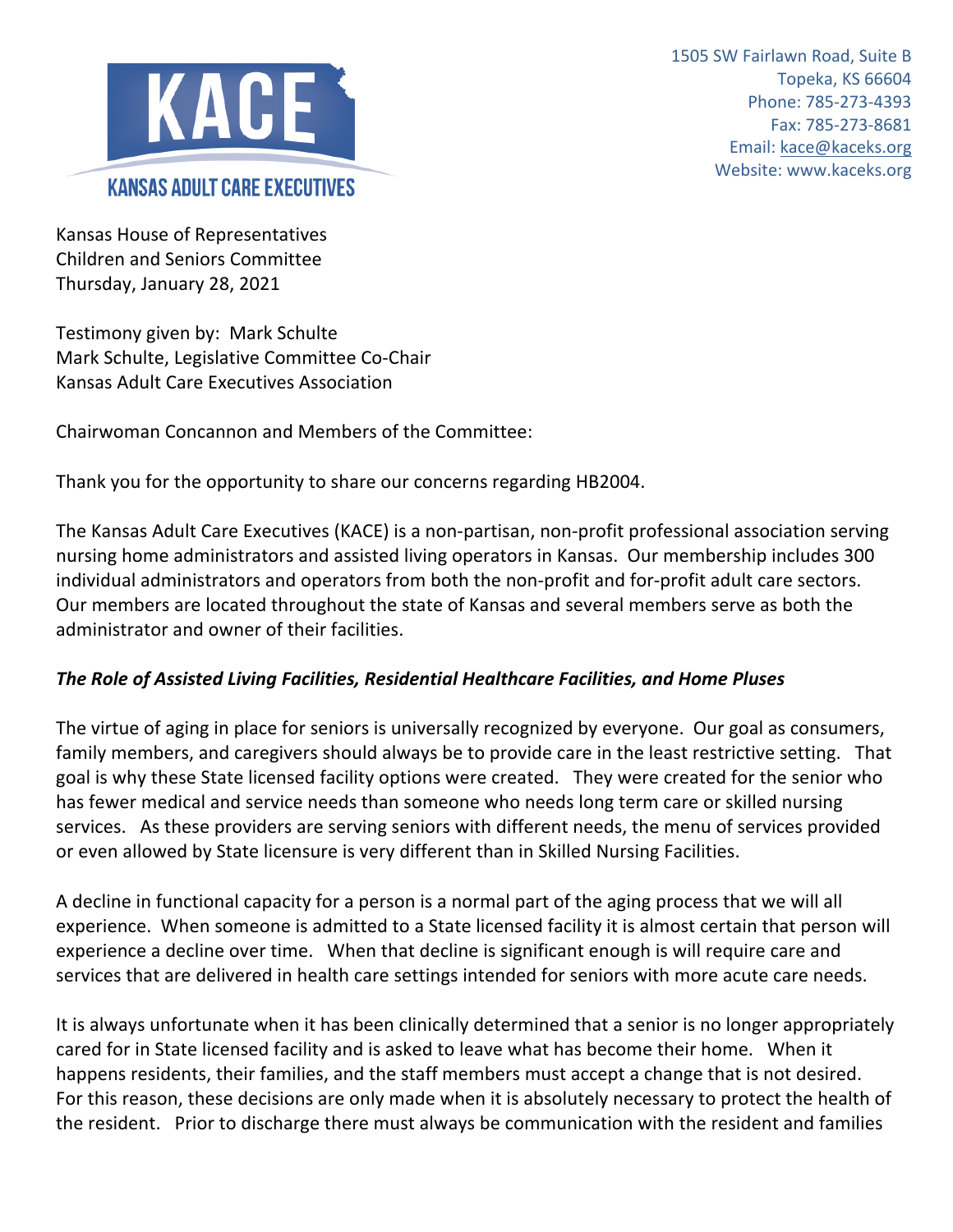**KACE**

**KANSAS ADULT CARE EXECUTIVES**

1505 SW Fairlawn Road, Suite B
Topeka, KS 66604
Phone: 785-273-4393
Fax: 785-273-8681
Email: kace@kaceks.org
Website: www.kaceks.org

Kansas House of Representatives
Children and Seniors Committee
Thursday, January 28, 2021

Testimony given by: Mark Schulte
Mark Schulte, Legislative Committee Co-Chair
Kansas Adult Care Executives Association

Chairwoman Concannon and Members of the Committee:

Thank you for the opportunity to share our concerns regarding HB2004.

The Kansas Adult Care Executives (KACE) is a non-partisan, non-profit professional association serving nursing home administrators and assisted living operators in Kansas. Our membership includes 300 individual administrators and operators from both the non-profit and for-profit adult care sectors. Our members are located throughout the state of Kansas and several members serve as both the administrator and owner of their facilities.

***The Role of Assisted Living Facilities, Residential Healthcare Facilities, and Home Pluses***

The virtue of aging in place for seniors is universally recognized by everyone. Our goal as consumers, family members, and caregivers should always be to provide care in the least restrictive setting. That goal is why these State licensed facility options were created. They were created for the senior who has fewer medical and service needs than someone who needs long term care or skilled nursing services. As these providers are serving seniors with different needs, the menu of services provided or even allowed by State licensure is very different than in Skilled Nursing Facilities.

A decline in functional capacity for a person is a normal part of the aging process that we will all experience. When someone is admitted to a State licensed facility it is almost certain that person will experience a decline over time. When that decline is significant enough is will require care and services that are delivered in health care settings intended for seniors with more acute care needs.

It is always unfortunate when it has been clinically determined that a senior is no longer appropriately cared for in State licensed facility and is asked to leave what has become their home. When it happens residents, their families, and the staff members must accept a change that is not desired. For this reason, these decisions are only made when it is absolutely necessary to protect the health of the resident. Prior to discharge there must always be communication with the resident and families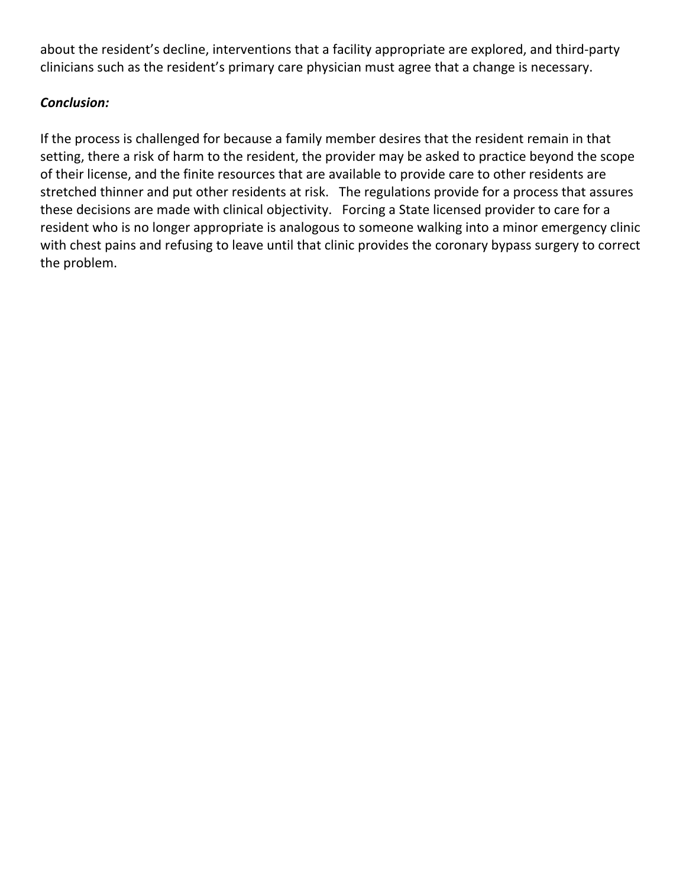about the resident's decline, interventions that a facility appropriate are explored, and third-party clinicians such as the resident's primary care physician must agree that a change is necessary.

***Conclusion:***

If the process is challenged for because a family member desires that the resident remain in that setting, there a risk of harm to the resident, the provider may be asked to practice beyond the scope of their license, and the finite resources that are available to provide care to other residents are stretched thinner and put other residents at risk. The regulations provide for a process that assures these decisions are made with clinical objectivity. Forcing a State licensed provider to care for a resident who is no longer appropriate is analogous to someone walking into a minor emergency clinic with chest pains and refusing to leave until that clinic provides the coronary bypass surgery to correct the problem.